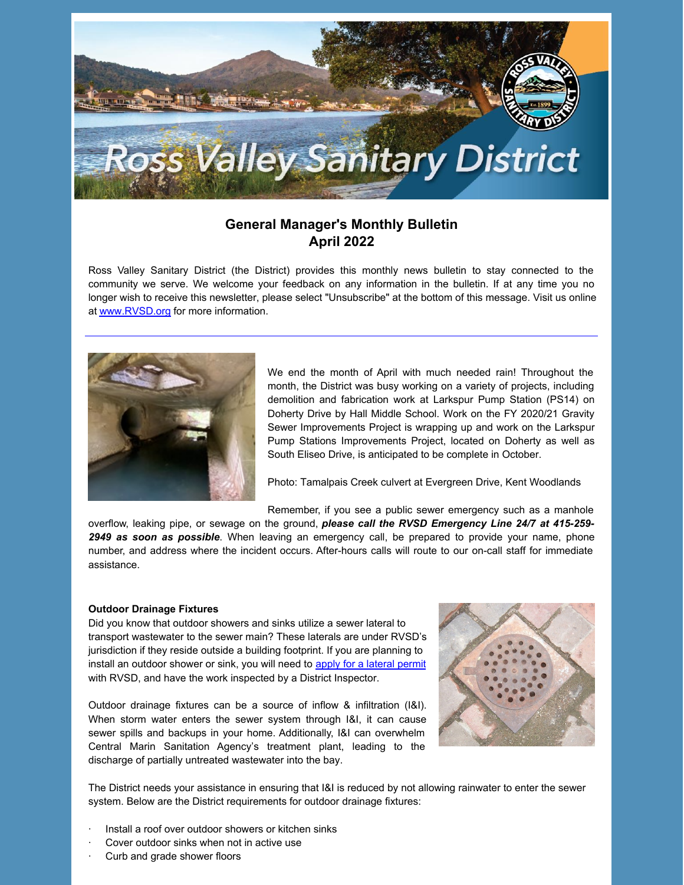# General Manager's Monthly Bulletin
## April 2022

Ross Valley Sanitary District (the District) provides this monthly news bulletin to stay connected to the community we serve. We welcome your feedback on any information in the bulletin. If at any time you no longer wish to receive this newsletter, please select "Unsubscribe" at the bottom of this message. Visit us online at [www.RVSD.org](www.RVSD.org) for more information.

---

We end the month of April with much needed rain! Throughout the month, the District was busy working on a variety of projects, including demolition and fabrication work at Larkspur Pump Station (PS14) on Doherty Drive by Hall Middle School. Work on the FY 2020/21 Gravity Sewer Improvements Project is wrapping up and work on the Larkspur Pump Stations Improvements Project, located on Doherty as well as South Eliseo Drive, is anticipated to be complete in October.

Photo: Tamalpais Creek culvert at Evergreen Drive, Kent Woodlands

Remember, if you see a public sewer emergency such as a manhole overflow, leaking pipe, or sewage on the ground, ***please call the RVSD Emergency Line 24/7 at 415-259-2949 as soon as possible***. When leaving an emergency call, be prepared to provide your name, phone number, and address where the incident occurs. After-hours calls will route to our on-call staff for immediate assistance.

**Outdoor Drainage Fixtures**

Did you know that outdoor showers and sinks utilize a sewer lateral to transport wastewater to the sewer main? These laterals are under RVSD's jurisdiction if they reside outside a building footprint. If you are planning to install an outdoor shower or sink, you will need to [apply for a lateral permit](apply for a lateral permit) with RVSD, and have the work inspected by a District Inspector.

Outdoor drainage fixtures can be a source of inflow & infiltration (I&I). When storm water enters the sewer system through I&I, it can cause sewer spills and backups in your home. Additionally, I&I can overwhelm Central Marin Sanitation Agency's treatment plant, leading to the discharge of partially untreated wastewater into the bay.

The District needs your assistance in ensuring that I&I is reduced by not allowing rainwater to enter the sewer system. Below are the District requirements for outdoor drainage fixtures:

- Install a roof over outdoor showers or kitchen sinks
- Cover outdoor sinks when not in active use
- Curb and grade shower floors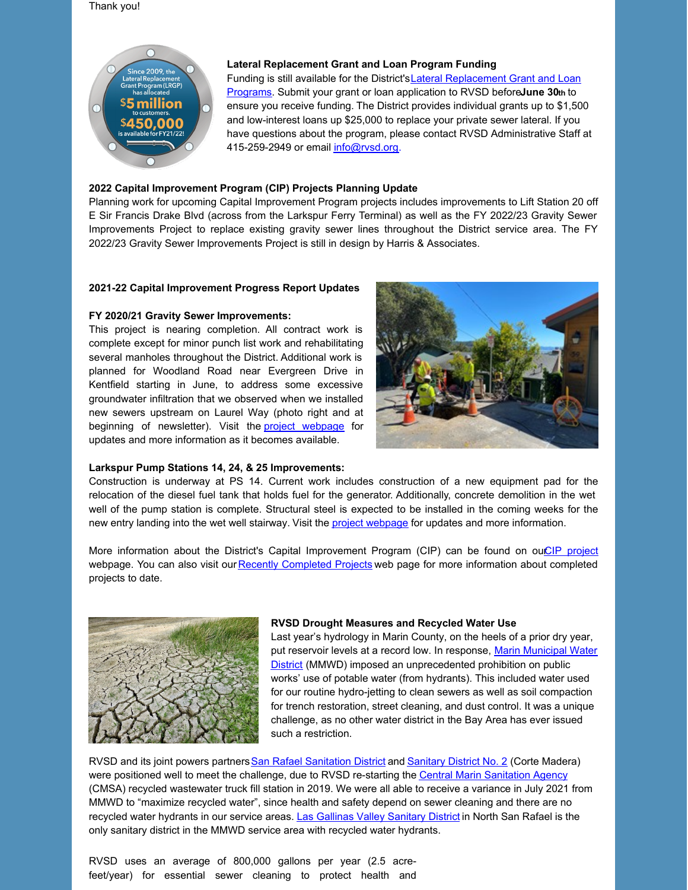Thank you!

**Lateral Replacement Grant and Loan Program Funding**

Funding is still available for the District's Lateral Replacement Grant and Loan Programs. Submit your grant or loan application to RVSD before **June 30th** to ensure you receive funding. The District provides individual grants up to $1,500 and low-interest loans up $25,000 to replace your private sewer lateral. If you have questions about the program, please contact RVSD Administrative Staff at 415-259-2949 or email info@rvsd.org.

**2022 Capital Improvement Program (CIP) Projects Planning Update**

Planning work for upcoming Capital Improvement Program projects includes improvements to Lift Station 20 off E Sir Francis Drake Blvd (across from the Larkspur Ferry Terminal) as well as the FY 2022/23 Gravity Sewer Improvements Project to replace existing gravity sewer lines throughout the District service area. The FY 2022/23 Gravity Sewer Improvements Project is still in design by Harris & Associates.

**2021-22 Capital Improvement Progress Report Updates**

**FY 2020/21 Gravity Sewer Improvements:**

This project is nearing completion. All contract work is complete except for minor punch list work and rehabilitating several manholes throughout the District. Additional work is planned for Woodland Road near Evergreen Drive in Kentfield starting in June, to address some excessive groundwater infiltration that we observed when we installed new sewers upstream on Laurel Way (photo right and at beginning of newsletter). Visit the project webpage for updates and more information as it becomes available.

**Larkspur Pump Stations 14, 24, & 25 Improvements:**

Construction is underway at PS 14. Current work includes construction of a new equipment pad for the relocation of the diesel fuel tank that holds fuel for the generator. Additionally, concrete demolition in the wet well of the pump station is complete. Structural steel is expected to be installed in the coming weeks for the new entry landing into the wet well stairway. Visit the project webpage for updates and more information.

More information about the District's Capital Improvement Program (CIP) can be found on our CIP project webpage. You can also visit our Recently Completed Projects web page for more information about completed projects to date.

**RVSD Drought Measures and Recycled Water Use**

Last year's hydrology in Marin County, on the heels of a prior dry year, put reservoir levels at a record low. In response, Marin Municipal Water District (MMWD) imposed an unprecedented prohibition on public works' use of potable water (from hydrants). This included water used for our routine hydro-jetting to clean sewers as well as soil compaction for trench restoration, street cleaning, and dust control. It was a unique challenge, as no other water district in the Bay Area has ever issued such a restriction.

RVSD and its joint powers partners San Rafael Sanitation District and Sanitary District No. 2 (Corte Madera) were positioned well to meet the challenge, due to RVSD re-starting the Central Marin Sanitation Agency (CMSA) recycled wastewater truck fill station in 2019. We were all able to receive a variance in July 2021 from MMWD to "maximize recycled water", since health and safety depend on sewer cleaning and there are no recycled water hydrants in our service areas. Las Gallinas Valley Sanitary District in North San Rafael is the only sanitary district in the MMWD service area with recycled water hydrants.

RVSD uses an average of 800,000 gallons per year (2.5 acre-feet/year) for essential sewer cleaning to protect health and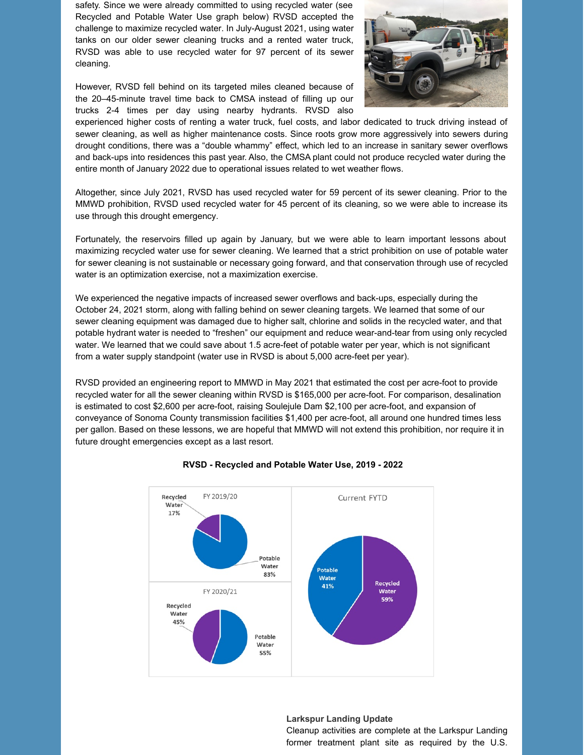safety. Since we were already committed to using recycled water (see Recycled and Potable Water Use graph below) RVSD accepted the challenge to maximize recycled water. In July-August 2021, using water tanks on our older sewer cleaning trucks and a rented water truck, RVSD was able to use recycled water for 97 percent of its sewer cleaning.

However, RVSD fell behind on its targeted miles cleaned because of the 20–45-minute travel time back to CMSA instead of filling up our trucks 2-4 times per day using nearby hydrants. RVSD also experienced higher costs of renting a water truck, fuel costs, and labor dedicated to truck driving instead of sewer cleaning, as well as higher maintenance costs. Since roots grow more aggressively into sewers during drought conditions, there was a "double whammy" effect, which led to an increase in sanitary sewer overflows and back-ups into residences this past year. Also, the CMSA plant could not produce recycled water during the entire month of January 2022 due to operational issues related to wet weather flows.

Altogether, since July 2021, RVSD has used recycled water for 59 percent of its sewer cleaning. Prior to the MMWD prohibition, RVSD used recycled water for 45 percent of its cleaning, so we were able to increase its use through this drought emergency.

Fortunately, the reservoirs filled up again by January, but we were able to learn important lessons about maximizing recycled water use for sewer cleaning. We learned that a strict prohibition on use of potable water for sewer cleaning is not sustainable or necessary going forward, and that conservation through use of recycled water is an optimization exercise, not a maximization exercise.

We experienced the negative impacts of increased sewer overflows and back-ups, especially during the October 24, 2021 storm, along with falling behind on sewer cleaning targets. We learned that some of our sewer cleaning equipment was damaged due to higher salt, chlorine and solids in the recycled water, and that potable hydrant water is needed to "freshen" our equipment and reduce wear-and-tear from using only recycled water. We learned that we could save about 1.5 acre-feet of potable water per year, which is not significant from a water supply standpoint (water use in RVSD is about 5,000 acre-feet per year).

RVSD provided an engineering report to MMWD in May 2021 that estimated the cost per acre-foot to provide recycled water for all the sewer cleaning within RVSD is $165,000 per acre-foot. For comparison, desalination is estimated to cost $2,600 per acre-foot, raising Soulejule Dam $2,100 per acre-foot, and expansion of conveyance of Sonoma County transmission facilities $1,400 per acre-foot, all around one hundred times less per gallon. Based on these lessons, we are hopeful that MMWD will not extend this prohibition, nor require it in future drought emergencies except as a last resort.

**RVSD - Recycled and Potable Water Use, 2019 - 2022**

| Period | Recycled Water | Potable Water |
|---|---|---|
| FY 2019/20 | 17% | 83% |
| FY 2020/21 | 45% | 55% |
| Current FYTD | 59% | 41% |

**Larkspur Landing Update**

Cleanup activities are complete at the Larkspur Landing former treatment plant site as required by the U.S.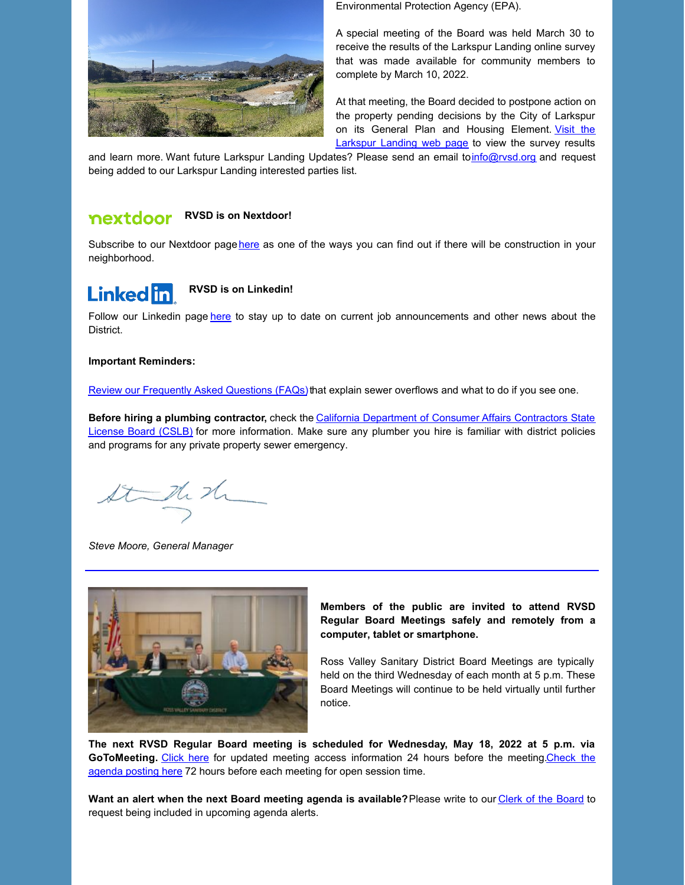Environmental Protection Agency (EPA).

A special meeting of the Board was held March 30 to receive the results of the Larkspur Landing online survey that was made available for community members to complete by March 10, 2022.

At that meeting, the Board decided to postpone action on the property pending decisions by the City of Larkspur on its General Plan and Housing Element. Visit the Larkspur Landing web page to view the survey results and learn more. Want future Larkspur Landing Updates? Please send an email to info@rvsd.org and request being added to our Larkspur Landing interested parties list.

**RVSD is on Nextdoor!**

Subscribe to our Nextdoor page here as one of the ways you can find out if there will be construction in your neighborhood.

**RVSD is on Linkedin!**

Follow our Linkedin page here to stay up to date on current job announcements and other news about the District.

**Important Reminders:**

Review our Frequently Asked Questions (FAQs) that explain sewer overflows and what to do if you see one.

**Before hiring a plumbing contractor,** check the California Department of Consumer Affairs Contractors State License Board (CSLB) for more information. Make sure any plumber you hire is familiar with district policies and programs for any private property sewer emergency.

*Steve Moore, General Manager*

---

**Members of the public are invited to attend RVSD Regular Board Meetings safely and remotely from a computer, tablet or smartphone.**

Ross Valley Sanitary District Board Meetings are typically held on the third Wednesday of each month at 5 p.m. These Board Meetings will continue to be held virtually until further notice.

**The next RVSD Regular Board meeting is scheduled for Wednesday, May 18, 2022 at 5 p.m. via GoToMeeting.** Click here for updated meeting access information 24 hours before the meeting. Check the agenda posting here 72 hours before each meeting for open session time.

**Want an alert when the next Board meeting agenda is available?** Please write to our Clerk of the Board to request being included in upcoming agenda alerts.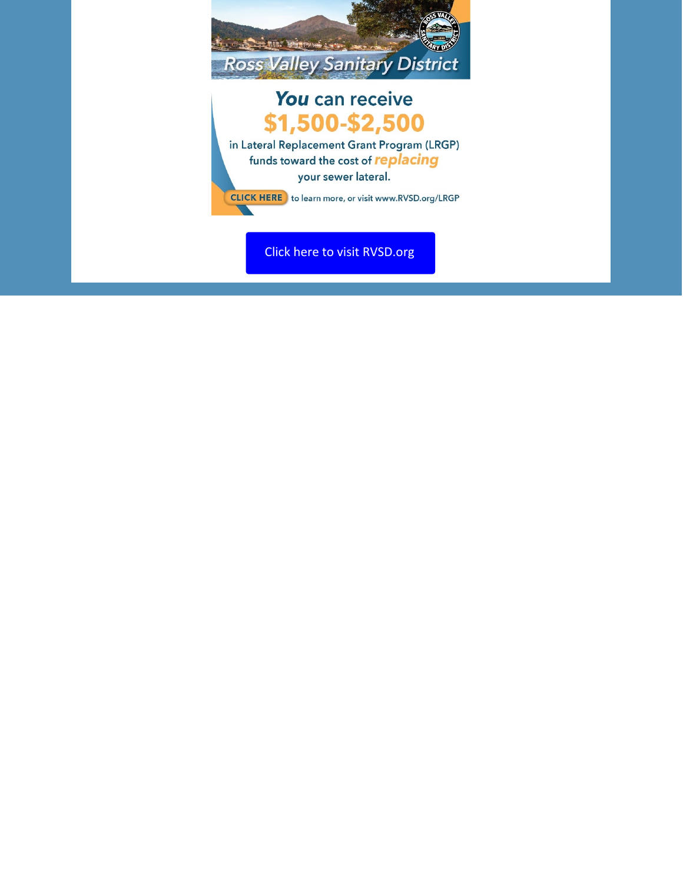Ross Valley Sanitary District

***You*** can receive

**$1,500-$2,500**

in Lateral Replacement Grant Program (LRGP) funds toward the cost of ***replacing*** your sewer lateral.

**CLICK HERE** to learn more, or visit www.RVSD.org/LRGP

Click here to visit RVSD.org